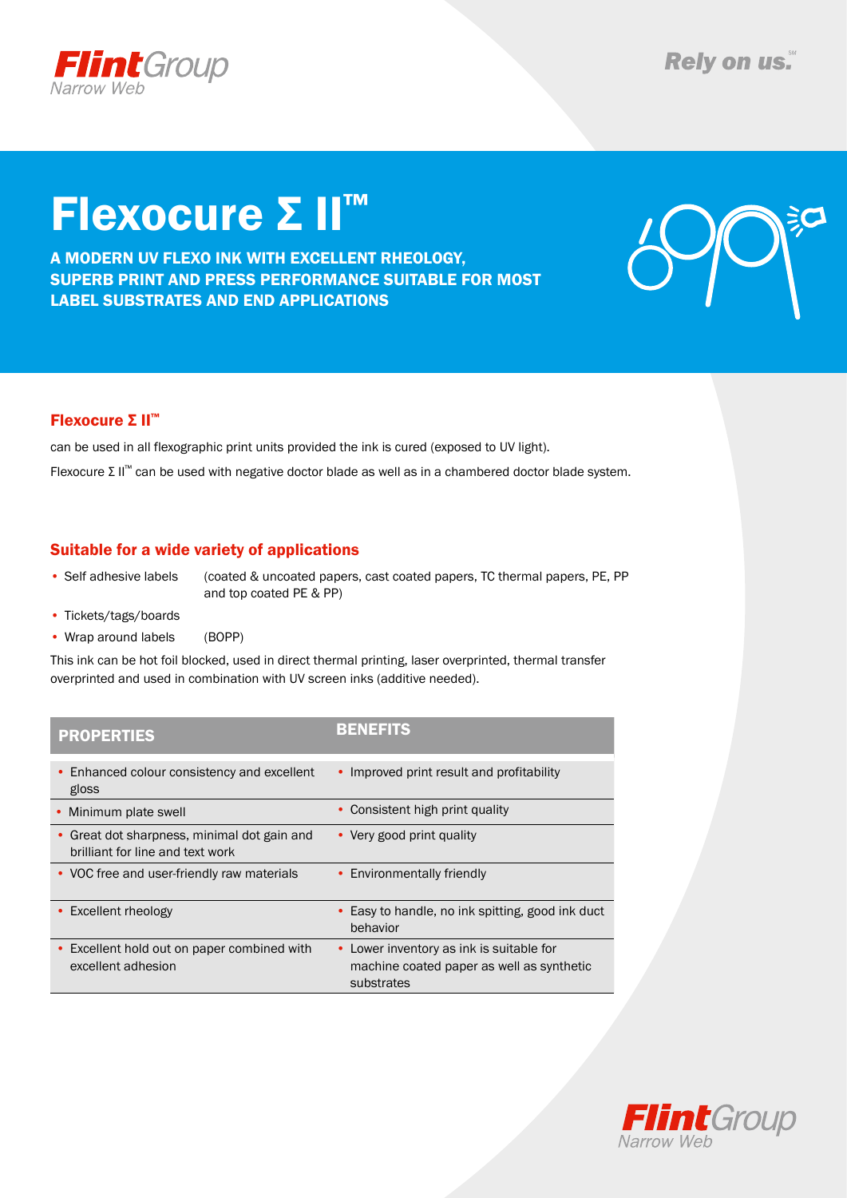# Flexocure Σ II™

**A MODERN UV FLEXO INK WITH EXCELLENT RHEOLOGY, SUPERB PRINT AND PRESS PERFORMANCE SUITABLE FOR MOST LABEL SUBSTRATES AND END APPLICATIONS**

## Flexocure Σ II™

can be used in all flexographic print units provided the ink is cured (exposed to UV light).

Flexocure Σ II™ can be used with negative doctor blade as well as in a chambered doctor blade system.

## Suitable for a wide variety of applications

- Self adhesive labels (coated & uncoated papers, cast coated papers, TC thermal papers, PE, PP and top coated PE & PP)
- Tickets/tags/boards
- Wrap around labels (BOPP)

This ink can be hot foil blocked, used in direct thermal printing, laser overprinted, thermal transfer overprinted and used in combination with UV screen inks (additive needed).

| PROPERTIES | BENEFITS |
| --- | --- |
| Enhanced colour consistency and excellent gloss | Improved print result and profitability |
| Minimum plate swell | Consistent high print quality |
| Great dot sharpness, minimal dot gain and brilliant for line and text work | Very good print quality |
| VOC free and user-friendly raw materials | Environmentally friendly |
| Excellent rheology | Easy to handle, no ink spitting, good ink duct behavior |
| Excellent hold out on paper combined with excellent adhesion | Lower inventory as ink is suitable for machine coated paper as well as synthetic substrates |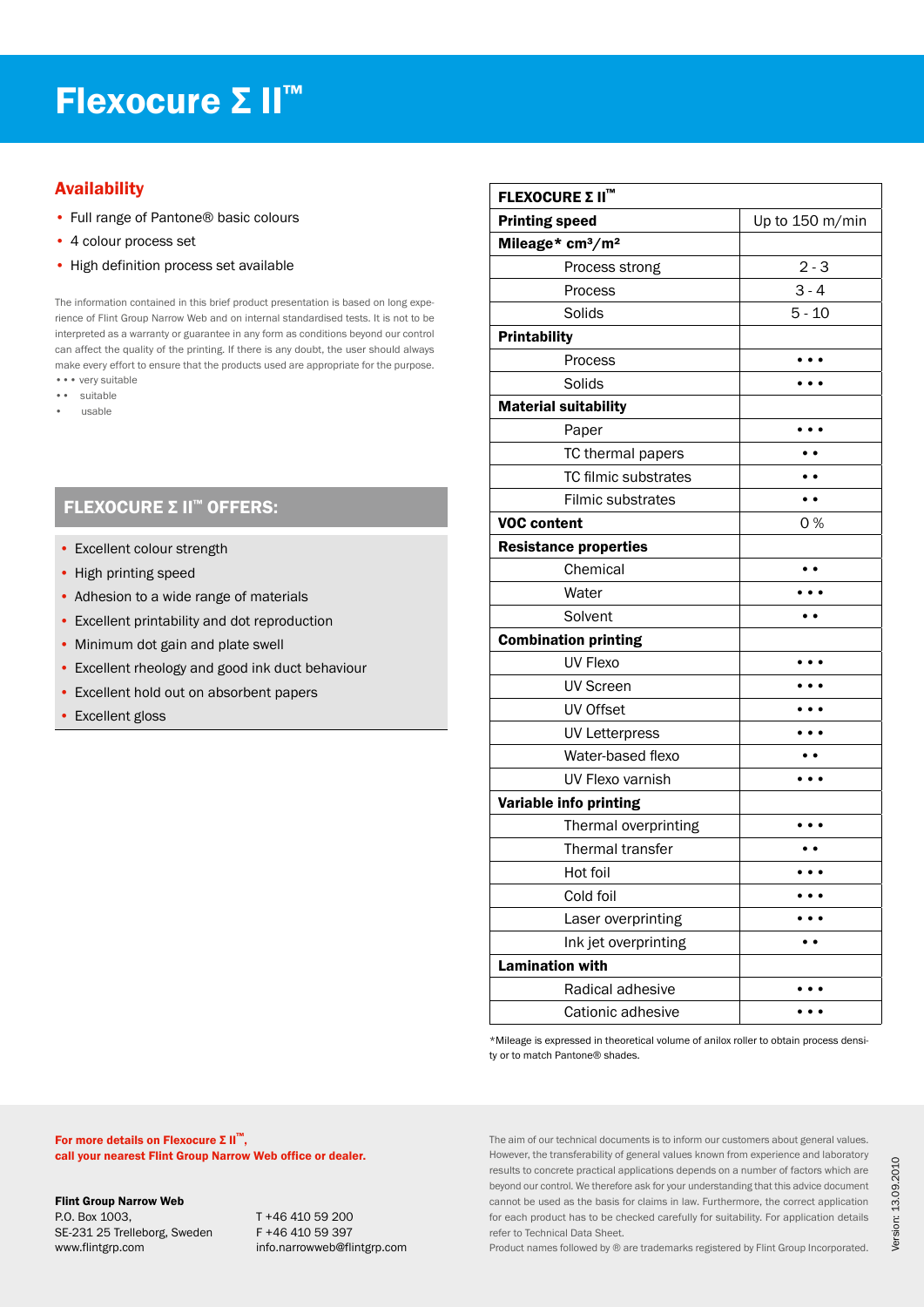# Flexocure Σ II™

## Availability

- Full range of Pantone® basic colours
- 4 colour process set
- High definition process set available

The information contained in this brief product presentation is based on long experience of Flint Group Narrow Web and on internal standardised tests. It is not to be interpreted as a warranty or guarantee in any form as conditions beyond our control can affect the quality of the printing. If there is any doubt, the user should always make every effort to ensure that the products used are appropriate for the purpose.

• • • very suitable
• • suitable
• usable

## FLEXOCURE Σ II™ OFFERS:

- Excellent colour strength
- High printing speed
- Adhesion to a wide range of materials
- Excellent printability and dot reproduction
- Minimum dot gain and plate swell
- Excellent rheology and good ink duct behaviour
- Excellent hold out on absorbent papers
- Excellent gloss

| FLEXOCURE Σ II™ | |
|---|---|
| **Printing speed** | Up to 150 m/min |
| **Mileage* cm³/m²** | |
| Process strong | 2 - 3 |
| Process | 3 - 4 |
| Solids | 5 - 10 |
| **Printability** | |
| Process | • • • |
| Solids | • • • |
| **Material suitability** | |
| Paper | • • • |
| TC thermal papers | • • |
| TC filmic substrates | • • |
| Filmic substrates | • • |
| **VOC content** | 0 % |
| **Resistance properties** | |
| Chemical | • • |
| Water | • • • |
| Solvent | • • |
| **Combination printing** | |
| UV Flexo | • • • |
| UV Screen | • • • |
| UV Offset | • • • |
| UV Letterpress | • • • |
| Water-based flexo | • • |
| UV Flexo varnish | • • • |
| **Variable info printing** | |
| Thermal overprinting | • • • |
| Thermal transfer | • • |
| Hot foil | • • • |
| Cold foil | • • • |
| Laser overprinting | • • • |
| Ink jet overprinting | • • |
| **Lamination with** | |
| Radical adhesive | • • • |
| Cationic adhesive | • • • |

*Mileage is expressed in theoretical volume of anilox roller to obtain process density or to match Pantone® shades.

**For more details on Flexocure Σ II™, call your nearest Flint Group Narrow Web office or dealer.**

**Flint Group Narrow Web**
P.O. Box 1003,
SE-231 25 Trelleborg, Sweden
www.flintgrp.com

T +46 410 59 200
F +46 410 59 397
info.narrowweb@flintgrp.com

The aim of our technical documents is to inform our customers about general values. However, the transferability of general values known from experience and laboratory results to concrete practical applications depends on a number of factors which are beyond our control. We therefore ask for your understanding that this advice document cannot be used as the basis for claims in law. Furthermore, the correct application for each product has to be checked carefully for suitability. For application details refer to Technical Data Sheet.
Product names followed by ® are trademarks registered by Flint Group Incorporated.

Version: 13.09.2010